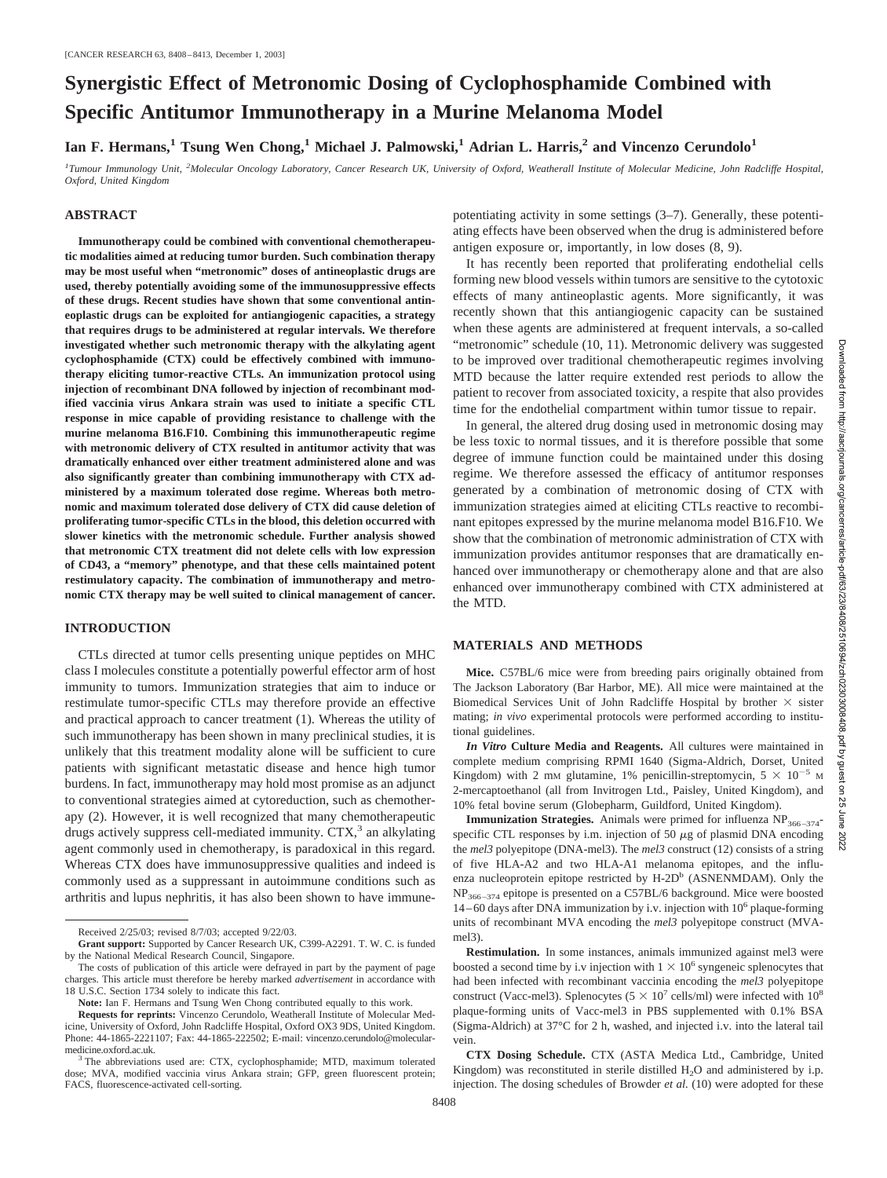# Synergistic Effect of Metronomic Dosing of Cyclophosphamide Combined with Specific Antitumor Immunotherapy in a Murine Melanoma Model

**Ian F. Hermans,[1] Tsung Wen Chong,[1] Michael J. Palmowski,[1] Adrian L. Harris,[2] and Vincenzo Cerundolo[1]**

*[1]Tumour Immunology Unit, [2]Molecular Oncology Laboratory, Cancer Research UK, University of Oxford, Weatherall Institute of Molecular Medicine, John Radcliffe Hospital, Oxford, United Kingdom*

## ABSTRACT

**Immunotherapy could be combined with conventional chemotherapeutic modalities aimed at reducing tumor burden. Such combination therapy may be most useful when "metronomic" doses of antineoplastic drugs are used, thereby potentially avoiding some of the immunosuppressive effects of these drugs. Recent studies have shown that some conventional antineoplastic drugs can be exploited for antiangiogenic capacities, a strategy that requires drugs to be administered at regular intervals. We therefore investigated whether such metronomic therapy with the alkylating agent cyclophosphamide (CTX) could be effectively combined with immunotherapy eliciting tumor-reactive CTLs. An immunization protocol using injection of recombinant DNA followed by injection of recombinant modified vaccinia virus Ankara strain was used to initiate a specific CTL response in mice capable of providing resistance to challenge with the murine melanoma B16.F10. Combining this immunotherapeutic regime with metronomic delivery of CTX resulted in antitumor activity that was dramatically enhanced over either treatment administered alone and was also significantly greater than combining immunotherapy with CTX administered by a maximum tolerated dose regime. Whereas both metronomic and maximum tolerated dose delivery of CTX did cause deletion of proliferating tumor-specific CTLs in the blood, this deletion occurred with slower kinetics with the metronomic schedule. Further analysis showed that metronomic CTX treatment did not delete cells with low expression of CD43, a "memory" phenotype, and that these cells maintained potent restimulatory capacity. The combination of immunotherapy and metronomic CTX therapy may be well suited to clinical management of cancer.**

## INTRODUCTION

CTLs directed at tumor cells presenting unique peptides on MHC class I molecules constitute a potentially powerful effector arm of host immunity to tumors. Immunization strategies that aim to induce or restimulate tumor-specific CTLs may therefore provide an effective and practical approach to cancer treatment (1). Whereas the utility of such immunotherapy has been shown in many preclinical studies, it is unlikely that this treatment modality alone will be sufficient to cure patients with significant metastatic disease and hence high tumor burdens. In fact, immunotherapy may hold most promise as an adjunct to conventional strategies aimed at cytoreduction, such as chemotherapy (2). However, it is well recognized that many chemotherapeutic drugs actively suppress cell-mediated immunity. CTX,[3] an alkylating agent commonly used in chemotherapy, is paradoxical in this regard. Whereas CTX does have immunosuppressive qualities and indeed is commonly used as a suppressant in autoimmune conditions such as arthritis and lupus nephritis, it has also been shown to have immune-potentiating activity in some settings (3–7). Generally, these potentiating effects have been observed when the drug is administered before antigen exposure or, importantly, in low doses (8, 9).

It has recently been reported that proliferating endothelial cells forming new blood vessels within tumors are sensitive to the cytotoxic effects of many antineoplastic agents. More significantly, it was recently shown that this antiangiogenic capacity can be sustained when these agents are administered at frequent intervals, a so-called "metronomic" schedule (10, 11). Metronomic delivery was suggested to be improved over traditional chemotherapeutic regimes involving MTD because the latter require extended rest periods to allow the patient to recover from associated toxicity, a respite that also provides time for the endothelial compartment within tumor tissue to repair.

In general, the altered drug dosing used in metronomic dosing may be less toxic to normal tissues, and it is therefore possible that some degree of immune function could be maintained under this dosing regime. We therefore assessed the efficacy of antitumor responses generated by a combination of metronomic dosing of CTX with immunization strategies aimed at eliciting CTLs reactive to recombinant epitopes expressed by the murine melanoma model B16.F10. We show that the combination of metronomic administration of CTX with immunization provides antitumor responses that are dramatically enhanced over immunotherapy or chemotherapy alone and that are also enhanced over immunotherapy combined with CTX administered at the MTD.

## MATERIALS AND METHODS

**Mice.** C57BL/6 mice were from breeding pairs originally obtained from The Jackson Laboratory (Bar Harbor, ME). All mice were maintained at the Biomedical Services Unit of John Radcliffe Hospital by brother × sister mating; *in vivo* experimental protocols were performed according to institutional guidelines.

***In Vitro* Culture Media and Reagents.** All cultures were maintained in complete medium comprising RPMI 1640 (Sigma-Aldrich, Dorset, United Kingdom) with 2 mM glutamine, 1% penicillin-streptomycin, $5 \times 10^{-5}$ M 2-mercaptoethanol (all from Invitrogen Ltd., Paisley, United Kingdom), and 10% fetal bovine serum (Globepharm, Guildford, United Kingdom).

**Immunization Strategies.** Animals were primed for influenza $NP_{366-374}$-specific CTL responses by i.m. injection of 50 μg of plasmid DNA encoding the *mel3* polyepitope (DNA-mel3). The *mel3* construct (12) consists of a string of five HLA-A2 and two HLA-A1 melanoma epitopes, and the influenza nucleoprotein epitope restricted by H-2D[b] (ASNENMDAM). Only the $NP_{366-374}$ epitope is presented on a C57BL/6 background. Mice were boosted 14–60 days after DNA immunization by i.v. injection with $10^6$ plaque-forming units of recombinant MVA encoding the *mel3* polyepitope construct (MVA-mel3).

**Restimulation.** In some instances, animals immunized against mel3 were boosted a second time by i.v injection with $1 \times 10^6$ syngeneic splenocytes that had been infected with recombinant vaccinia encoding the *mel3* polyepitope construct (Vacc-mel3). Splenocytes ($5 \times 10^7$ cells/ml) were infected with $10^8$ plaque-forming units of Vacc-mel3 in PBS supplemented with 0.1% BSA (Sigma-Aldrich) at 37°C for 2 h, washed, and injected i.v. into the lateral tail vein.

**CTX Dosing Schedule.** CTX (ASTA Medica Ltd., Cambridge, United Kingdom) was reconstituted in sterile distilled $H_2O$ and administered by i.p. injection. The dosing schedules of Browder *et al.* (10) were adopted for these

---

Received 2/25/03; revised 8/7/03; accepted 9/22/03.

**Grant support:** Supported by Cancer Research UK, C399-A2291. T. W. C. is funded by the National Medical Research Council, Singapore.

The costs of publication of this article were defrayed in part by the payment of page charges. This article must therefore be hereby marked *advertisement* in accordance with 18 U.S.C. Section 1734 solely to indicate this fact.

**Note:** Ian F. Hermans and Tsung Wen Chong contributed equally to this work.

**Requests for reprints:** Vincenzo Cerundolo, Weatherall Institute of Molecular Medicine, University of Oxford, John Radcliffe Hospital, Oxford OX3 9DS, United Kingdom. Phone: 44-1865-2221107; Fax: 44-1865-222502; E-mail: vincenzo.cerundolo@molecular-medicine.oxford.ac.uk.

[3] The abbreviations used are: CTX, cyclophosphamide; MTD, maximum tolerated dose; MVA, modified vaccinia virus Ankara strain; GFP, green fluorescent protein; FACS, fluorescence-activated cell-sorting.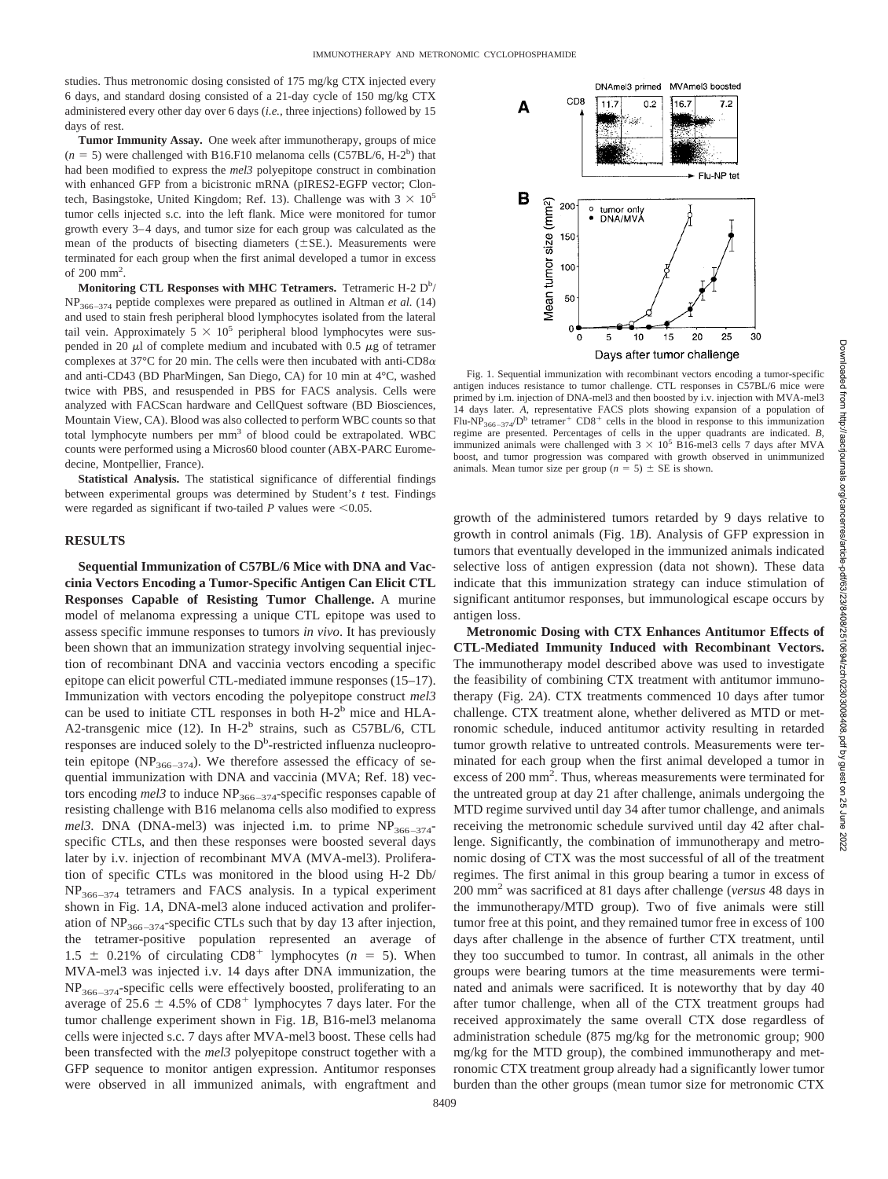studies. Thus metronomic dosing consisted of 175 mg/kg CTX injected every 6 days, and standard dosing consisted of a 21-day cycle of 150 mg/kg CTX administered every other day over 6 days (*i.e.*, three injections) followed by 15 days of rest.

**Tumor Immunity Assay.** One week after immunotherapy, groups of mice ($n = 5$) were challenged with B16.F10 melanoma cells (C57BL/6, H-2$^b$) that had been modified to express the *mel3* polyepitope construct in combination with enhanced GFP from a bicistronic mRNA (pIRES2-EGFP vector; Clontech, Basingstoke, United Kingdom; Ref. 13). Challenge was with $3 \times 10^5$ tumor cells injected s.c. into the left flank. Mice were monitored for tumor growth every 3–4 days, and tumor size for each group was calculated as the mean of the products of bisecting diameters (±SE.). Measurements were terminated for each group when the first animal developed a tumor in excess of 200 mm$^2$.

**Monitoring CTL Responses with MHC Tetramers.** Tetrameric H-2 D$^b$/NP$_{366-374}$ peptide complexes were prepared as outlined in Altman *et al.* (14) and used to stain fresh peripheral blood lymphocytes isolated from the lateral tail vein. Approximately $5 \times 10^5$ peripheral blood lymphocytes were suspended in 20 μl of complete medium and incubated with 0.5 μg of tetramer complexes at 37°C for 20 min. The cells were then incubated with anti-CD8α and anti-CD43 (BD PharMingen, San Diego, CA) for 10 min at 4°C, washed twice with PBS, and resuspended in PBS for FACS analysis. Cells were analyzed with FACScan hardware and CellQuest software (BD Biosciences, Mountain View, CA). Blood was also collected to perform WBC counts so that total lymphocyte numbers per mm$^3$ of blood could be extrapolated. WBC counts were performed using a Micros60 blood counter (ABX-PARC Euromedecine, Montpellier, France).

**Statistical Analysis.** The statistical significance of differential findings between experimental groups was determined by Student's *t* test. Findings were regarded as significant if two-tailed *P* values were <0.05.

## RESULTS

**Sequential Immunization of C57BL/6 Mice with DNA and Vaccinia Vectors Encoding a Tumor-Specific Antigen Can Elicit CTL Responses Capable of Resisting Tumor Challenge.** A murine model of melanoma expressing a unique CTL epitope was used to assess specific immune responses to tumors *in vivo*. It has previously been shown that an immunization strategy involving sequential injection of recombinant DNA and vaccinia vectors encoding a specific epitope can elicit powerful CTL-mediated immune responses (15–17). Immunization with vectors encoding the polyepitope construct *mel3* can be used to initiate CTL responses in both H-2$^b$ mice and HLA-A2-transgenic mice (12). In H-2$^b$ strains, such as C57BL/6, CTL responses are induced solely to the D$^b$-restricted influenza nucleoprotein epitope (NP$_{366-374}$). We therefore assessed the efficacy of sequential immunization with DNA and vaccinia (MVA; Ref. 18) vectors encoding *mel3* to induce NP$_{366-374}$-specific responses capable of resisting challenge with B16 melanoma cells also modified to express *mel3*. DNA (DNA-mel3) was injected i.m. to prime NP$_{366-374}$-specific CTLs, and then these responses were boosted several days later by i.v. injection of recombinant MVA (MVA-mel3). Proliferation of specific CTLs was monitored in the blood using H-2 Db/NP$_{366-374}$ tetramers and FACS analysis. In a typical experiment shown in Fig. 1*A*, DNA-mel3 alone induced activation and proliferation of NP$_{366-374}$-specific CTLs such that by day 13 after injection, the tetramer-positive population represented an average of $1.5 \pm 0.21\%$ of circulating CD8$^+$ lymphocytes ($n = 5$). When MVA-mel3 was injected i.v. 14 days after DNA immunization, the NP$_{366-374}$-specific cells were effectively boosted, proliferating to an average of $25.6 \pm 4.5\%$ of CD8$^+$ lymphocytes 7 days later. For the tumor challenge experiment shown in Fig. 1*B*, B16-mel3 melanoma cells were injected s.c. 7 days after MVA-mel3 boost. These cells had been transfected with the *mel3* polyepitope construct together with a GFP sequence to monitor antigen expression. Antitumor responses were observed in all immunized animals, with engraftment and growth of the administered tumors retarded by 9 days relative to growth in control animals (Fig. 1*B*). Analysis of GFP expression in tumors that eventually developed in the immunized animals indicated selective loss of antigen expression (data not shown). These data indicate that this immunization strategy can induce stimulation of significant antitumor responses, but immunological escape occurs by antigen loss.

Fig. 1. Sequential immunization with recombinant vectors encoding a tumor-specific antigen induces resistance to tumor challenge. CTL responses in C57BL/6 mice were primed by i.m. injection of DNA-mel3 and then boosted by i.v. injection with MVA-mel3 14 days later. *A*, representative FACS plots showing expansion of a population of Flu-NP$_{366-374}$/D$^b$ tetramer$^+$ CD8$^+$ cells in the blood in response to this immunization regime are presented. Percentages of cells in the upper quadrants are indicated. *B*, immunized animals were challenged with $3 \times 10^5$ B16-mel3 cells 7 days after MVA boost, and tumor progression was compared with growth observed in unimmunized animals. Mean tumor size per group ($n = 5$) ± SE is shown.

**Metronomic Dosing with CTX Enhances Antitumor Effects of CTL-Mediated Immunity Induced with Recombinant Vectors.** The immunotherapy model described above was used to investigate the feasibility of combining CTX treatment with antitumor immunotherapy (Fig. 2*A*). CTX treatments commenced 10 days after tumor challenge. CTX treatment alone, whether delivered as MTD or metronomic schedule, induced antitumor activity resulting in retarded tumor growth relative to untreated controls. Measurements were terminated for each group when the first animal developed a tumor in excess of 200 mm$^2$. Thus, whereas measurements were terminated for the untreated group at day 21 after challenge, animals undergoing the MTD regime survived until day 34 after tumor challenge, and animals receiving the metronomic schedule survived until day 42 after challenge. Significantly, the combination of immunotherapy and metronomic dosing of CTX was the most successful of all of the treatment regimes. The first animal in this group bearing a tumor in excess of 200 mm$^2$ was sacrificed at 81 days after challenge (*versus* 48 days in the immunotherapy/MTD group). Two of five animals were still tumor free at this point, and they remained tumor free in excess of 100 days after challenge in the absence of further CTX treatment, until they too succumbed to tumor. In contrast, all animals in the other groups were bearing tumors at the time measurements were terminated and animals were sacrificed. It is noteworthy that by day 40 after tumor challenge, when all of the CTX treatment groups had received approximately the same overall CTX dose regardless of administration schedule (875 mg/kg for the metronomic group; 900 mg/kg for the MTD group), the combined immunotherapy and metronomic CTX treatment group already had a significantly lower tumor burden than the other groups (mean tumor size for metronomic CTX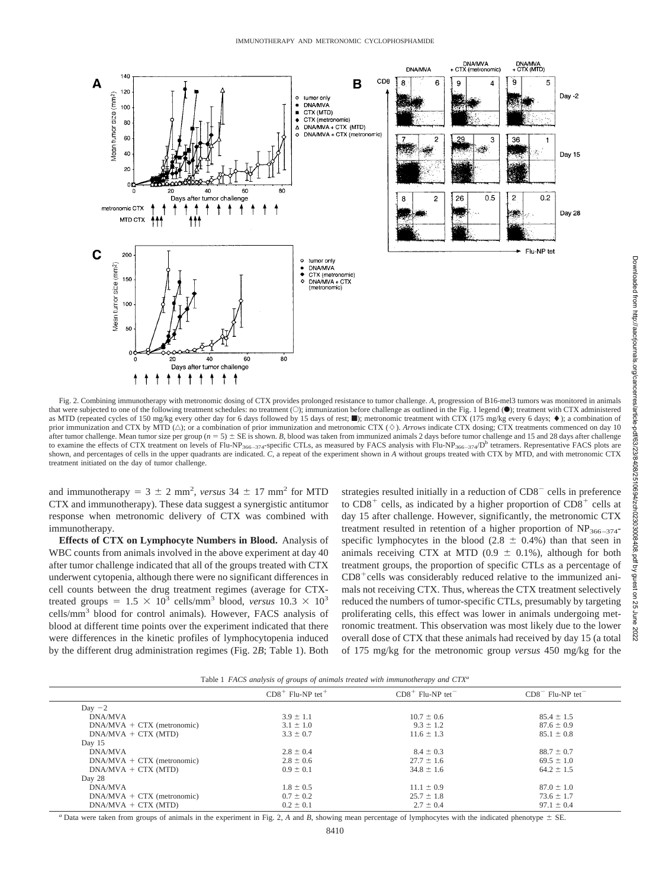Fig. 2. Combining immunotherapy with metronomic dosing of CTX provides prolonged resistance to tumor challenge. *A*, progression of B16-mel3 tumors was monitored in animals that were subjected to one of the following treatment schedules: no treatment (○); immunization before challenge as outlined in the Fig. 1 legend (●); treatment with CTX administered as MTD (repeated cycles of 150 mg/kg every other day for 6 days followed by 15 days of rest; ■); metronomic treatment with CTX (175 mg/kg every 6 days; ♦); a combination of prior immunization and CTX by MTD (△); or a combination of prior immunization and metronomic CTX (◇). *Arrows* indicate CTX dosing; CTX treatments commenced on day 10 after tumor challenge. Mean tumor size per group ($n = 5$) ± SE is shown. *B*, blood was taken from immunized animals 2 days before tumor challenge and 15 and 28 days after challenge to examine the effects of CTX treatment on levels of Flu-NP$_{366-374}$-specific CTLs, as measured by FACS analysis with Flu-NP$_{366-374}$/D$^b$ tetramers. Representative FACS plots are shown, and percentages of cells in the upper quadrants are indicated. *C*, a repeat of the experiment shown in *A* without groups treated with CTX by MTD, and with metronomic CTX treatment initiated on the day of tumor challenge.

and immunotherapy = 3 ± 2 mm$^2$, *versus* 34 ± 17 mm$^2$ for MTD CTX and immunotherapy). These data suggest a synergistic antitumor response when metronomic delivery of CTX was combined with immunotherapy.

**Effects of CTX on Lymphocyte Numbers in Blood.** Analysis of WBC counts from animals involved in the above experiment at day 40 after tumor challenge indicated that all of the groups treated with CTX underwent cytopenia, although there were no significant differences in cell counts between the drug treatment regimes (average for CTX-treated groups = $1.5 \times 10^3$ cells/mm$^3$ blood, *versus* $10.3 \times 10^3$ cells/mm$^3$ blood for control animals). However, FACS analysis of blood at different time points over the experiment indicated that there were differences in the kinetic profiles of lymphocytopenia induced by the different drug administration regimes (Fig. 2*B*; Table 1). Both strategies resulted initially in a reduction of CD8$^-$ cells in preference to CD8$^+$ cells, as indicated by a higher proportion of CD8$^+$ cells at day 15 after challenge. However, significantly, the metronomic CTX treatment resulted in retention of a higher proportion of NP$_{366-374}$-specific lymphocytes in the blood (2.8 ± 0.4%) than that seen in animals receiving CTX at MTD (0.9 ± 0.1%), although for both treatment groups, the proportion of specific CTLs as a percentage of CD8$^+$cells was considerably reduced relative to the immunized animals not receiving CTX. Thus, whereas the CTX treatment selectively reduced the numbers of tumor-specific CTLs, presumably by targeting proliferating cells, this effect was lower in animals undergoing metronomic treatment. This observation was most likely due to the lower overall dose of CTX that these animals had received by day 15 (a total of 175 mg/kg for the metronomic group *versus* 450 mg/kg for the

Table 1 *FACS analysis of groups of animals treated with immunotherapy and CTX*[a]

| | CD8$^+$ Flu-NP tet$^+$ | CD8$^+$ Flu-NP tet$^-$ | CD8$^-$ Flu-NP tet$^-$ |
|---|---|---|---|
| Day −2 | | | |
| DNA/MVA | 3.9 ± 1.1 | 10.7 ± 0.6 | 85.4 ± 1.5 |
| DNA/MVA + CTX (metronomic) | 3.1 ± 1.0 | 9.3 ± 1.2 | 87.6 ± 0.9 |
| DNA/MVA + CTX (MTD) | 3.3 ± 0.7 | 11.6 ± 1.3 | 85.1 ± 0.8 |
| Day 15 | | | |
| DNA/MVA | 2.8 ± 0.4 | 8.4 ± 0.3 | 88.7 ± 0.7 |
| DNA/MVA + CTX (metronomic) | 2.8 ± 0.6 | 27.7 ± 1.6 | 69.5 ± 1.0 |
| DNA/MVA + CTX (MTD) | 0.9 ± 0.1 | 34.8 ± 1.6 | 64.2 ± 1.5 |
| Day 28 | | | |
| DNA/MVA | 1.8 ± 0.5 | 11.1 ± 0.9 | 87.0 ± 1.0 |
| DNA/MVA + CTX (metronomic) | 0.7 ± 0.2 | 25.7 ± 1.8 | 73.6 ± 1.7 |
| DNA/MVA + CTX (MTD) | 0.2 ± 0.1 | 2.7 ± 0.4 | 97.1 ± 0.4 |

[a] Data were taken from groups of animals in the experiment in Fig. 2, *A* and *B*, showing mean percentage of lymphocytes with the indicated phenotype ± SE.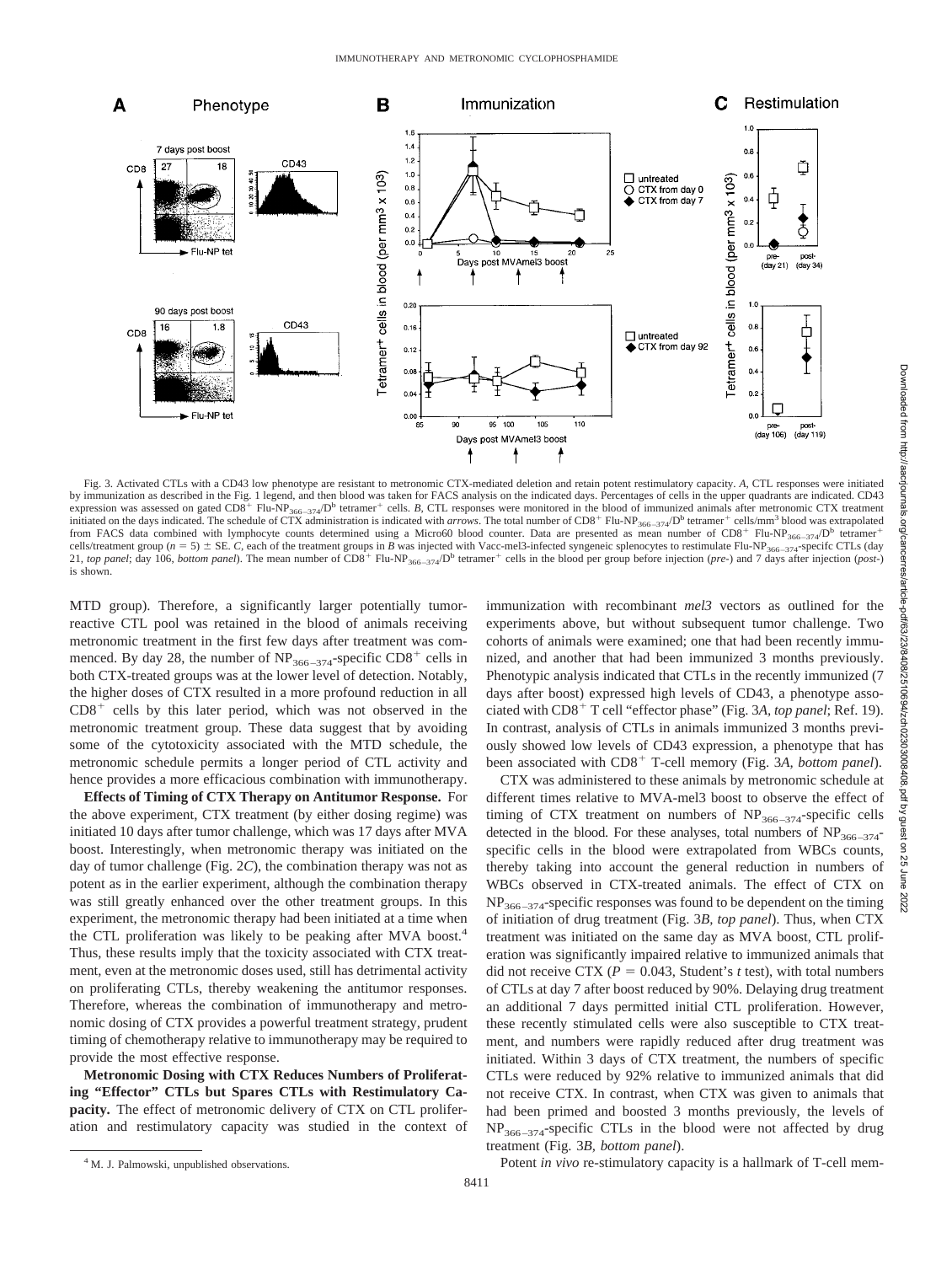Fig. 3. Activated CTLs with a CD43 low phenotype are resistant to metronomic CTX-mediated deletion and retain potent restimulatory capacity. *A*, CTL responses were initiated by immunization as described in the Fig. 1 legend, and then blood was taken for FACS analysis on the indicated days. Percentages of cells in the upper quadrants are indicated. CD43 expression was assessed on gated $CD8^+$ Flu-$NP_{366-374}/D^b$ tetramer$^+$ cells. *B*, CTL responses were monitored in the blood of immunized animals after metronomic CTX treatment initiated on the days indicated. The schedule of CTX administration is indicated with *arrows*. The total number of $CD8^+$ Flu-$NP_{366-374}/D^b$ tetramer$^+$ cells/$mm^3$ blood was extrapolated from FACS data combined with lymphocyte counts determined using a Micro60 blood counter. Data are presented as mean number of $CD8^+$ Flu-$NP_{366-374}/D^b$ tetramer$^+$ cells/treatment group ($n = 5$) ± SE. *C*, each of the treatment groups in *B* was injected with Vacc-mel3-infected syngeneic splenocytes to restimulate Flu-$NP_{366-374}$-specifc CTLs (day 21, *top panel*; day 106, *bottom panel*). The mean number of $CD8^+$ Flu-$NP_{366-374}/D^b$ tetramer$^+$ cells in the blood per group before injection (*pre-*) and 7 days after injection (*post-*) is shown.

MTD group). Therefore, a significantly larger potentially tumor-reactive CTL pool was retained in the blood of animals receiving metronomic treatment in the first few days after treatment was commenced. By day 28, the number of $NP_{366-374}$-specific $CD8^+$ cells in both CTX-treated groups was at the lower level of detection. Notably, the higher doses of CTX resulted in a more profound reduction in all $CD8^+$ cells by this later period, which was not observed in the metronomic treatment group. These data suggest that by avoiding some of the cytotoxicity associated with the MTD schedule, the metronomic schedule permits a longer period of CTL activity and hence provides a more efficacious combination with immunotherapy.

**Effects of Timing of CTX Therapy on Antitumor Response.** For the above experiment, CTX treatment (by either dosing regime) was initiated 10 days after tumor challenge, which was 17 days after MVA boost. Interestingly, when metronomic therapy was initiated on the day of tumor challenge (Fig. 2*C*), the combination therapy was not as potent as in the earlier experiment, although the combination therapy was still greatly enhanced over the other treatment groups. In this experiment, the metronomic therapy had been initiated at a time when the CTL proliferation was likely to be peaking after MVA boost.[4] Thus, these results imply that the toxicity associated with CTX treatment, even at the metronomic doses used, still has detrimental activity on proliferating CTLs, thereby weakening the antitumor responses. Therefore, whereas the combination of immunotherapy and metronomic dosing of CTX provides a powerful treatment strategy, prudent timing of chemotherapy relative to immunotherapy may be required to provide the most effective response.

**Metronomic Dosing with CTX Reduces Numbers of Proliferating "Effector" CTLs but Spares CTLs with Restimulatory Capacity.** The effect of metronomic delivery of CTX on CTL proliferation and restimulatory capacity was studied in the context of immunization with recombinant *mel3* vectors as outlined for the experiments above, but without subsequent tumor challenge. Two cohorts of animals were examined; one that had been recently immunized, and another that had been immunized 3 months previously. Phenotypic analysis indicated that CTLs in the recently immunized (7 days after boost) expressed high levels of CD43, a phenotype associated with $CD8^+$ T cell "effector phase" (Fig. 3*A*, *top panel*; Ref. 19). In contrast, analysis of CTLs in animals immunized 3 months previously showed low levels of CD43 expression, a phenotype that has been associated with $CD8^+$ T-cell memory (Fig. 3*A*, *bottom panel*).

CTX was administered to these animals by metronomic schedule at different times relative to MVA-mel3 boost to observe the effect of timing of CTX treatment on numbers of $NP_{366-374}$-specific cells detected in the blood. For these analyses, total numbers of $NP_{366-374}$-specific cells in the blood were extrapolated from WBCs counts, thereby taking into account the general reduction in numbers of WBCs observed in CTX-treated animals. The effect of CTX on $NP_{366-374}$-specific responses was found to be dependent on the timing of initiation of drug treatment (Fig. 3*B*, *top panel*). Thus, when CTX treatment was initiated on the same day as MVA boost, CTL proliferation was significantly impaired relative to immunized animals that did not receive CTX ($P = 0.043$, Student's *t* test), with total numbers of CTLs at day 7 after boost reduced by 90%. Delaying drug treatment an additional 7 days permitted initial CTL proliferation. However, these recently stimulated cells were also susceptible to CTX treatment, and numbers were rapidly reduced after drug treatment was initiated. Within 3 days of CTX treatment, the numbers of specific CTLs were reduced by 92% relative to immunized animals that did not receive CTX. In contrast, when CTX was given to animals that had been primed and boosted 3 months previously, the levels of $NP_{366-374}$-specific CTLs in the blood were not affected by drug treatment (Fig. 3*B*, *bottom panel*).

Potent *in vivo* re-stimulatory capacity is a hallmark of T-cell mem-

[4] M. J. Palmowski, unpublished observations.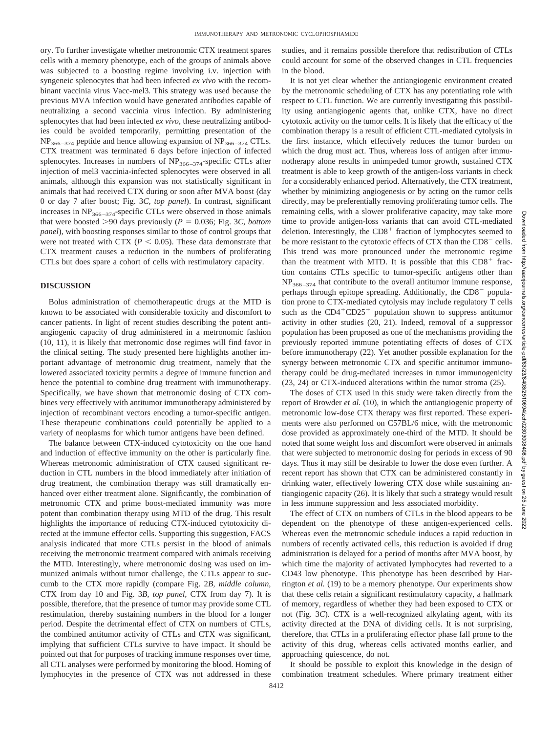ory. To further investigate whether metronomic CTX treatment spares cells with a memory phenotype, each of the groups of animals above was subjected to a boosting regime involving i.v. injection with syngeneic splenocytes that had been infected *ex vivo* with the recombinant vaccinia virus Vacc-mel3. This strategy was used because the previous MVA infection would have generated antibodies capable of neutralizing a second vaccinia virus infection. By administering splenocytes that had been infected *ex vivo*, these neutralizing antibodies could be avoided temporarily, permitting presentation of the $NP_{366-374}$ peptide and hence allowing expansion of $NP_{366-374}$ CTLs. CTX treatment was terminated 6 days before injection of infected splenocytes. Increases in numbers of $NP_{366-374}$-specific CTLs after injection of mel3 vaccinia-infected splenocytes were observed in all animals, although this expansion was not statistically significant in animals that had received CTX during or soon after MVA boost (day 0 or day 7 after boost; Fig. 3*C*, *top panel*). In contrast, significant increases in $NP_{366-374}$-specific CTLs were observed in those animals that were boosted >90 days previously ($P = 0.036$; Fig. 3*C*, *bottom panel*), with boosting responses similar to those of control groups that were not treated with CTX ($P < 0.05$). These data demonstrate that CTX treatment causes a reduction in the numbers of proliferating CTLs but does spare a cohort of cells with restimulatory capacity.

## DISCUSSION

Bolus administration of chemotherapeutic drugs at the MTD is known to be associated with considerable toxicity and discomfort to cancer patients. In light of recent studies describing the potent antiangiogenic capacity of drug administered in a metronomic fashion (10, 11), it is likely that metronomic dose regimes will find favor in the clinical setting. The study presented here highlights another important advantage of metronomic drug treatment, namely that the lowered associated toxicity permits a degree of immune function and hence the potential to combine drug treatment with immunotherapy. Specifically, we have shown that metronomic dosing of CTX combines very effectively with antitumor immunotherapy administered by injection of recombinant vectors encoding a tumor-specific antigen. These therapeutic combinations could potentially be applied to a variety of neoplasms for which tumor antigens have been defined.

The balance between CTX-induced cytotoxicity on the one hand and induction of effective immunity on the other is particularly fine. Whereas metronomic administration of CTX caused significant reduction in CTL numbers in the blood immediately after initiation of drug treatment, the combination therapy was still dramatically enhanced over either treatment alone. Significantly, the combination of metronomic CTX and prime boost-mediated immunity was more potent than combination therapy using MTD of the drug. This result highlights the importance of reducing CTX-induced cytotoxicity directed at the immune effector cells. Supporting this suggestion, FACS analysis indicated that more CTLs persist in the blood of animals receiving the metronomic treatment compared with animals receiving the MTD. Interestingly, where metronomic dosing was used on immunized animals without tumor challenge, the CTLs appear to succumb to the CTX more rapidly (compare Fig. 2*B*, *middle column*, CTX from day 10 and Fig. 3*B*, *top panel*, CTX from day 7). It is possible, therefore, that the presence of tumor may provide some CTL restimulation, thereby sustaining numbers in the blood for a longer period. Despite the detrimental effect of CTX on numbers of CTLs, the combined antitumor activity of CTLs and CTX was significant, implying that sufficient CTLs survive to have impact. It should be pointed out that for purposes of tracking immune responses over time, all CTL analyses were performed by monitoring the blood. Homing of lymphocytes in the presence of CTX was not addressed in these studies, and it remains possible therefore that redistribution of CTLs could account for some of the observed changes in CTL frequencies in the blood.

It is not yet clear whether the antiangiogenic environment created by the metronomic scheduling of CTX has any potentiating role with respect to CTL function. We are currently investigating this possibility using antiangiogenic agents that, unlike CTX, have no direct cytotoxic activity on the tumor cells. It is likely that the efficacy of the combination therapy is a result of efficient CTL-mediated cytolysis in the first instance, which effectively reduces the tumor burden on which the drug must act. Thus, whereas loss of antigen after immunotherapy alone results in unimpeded tumor growth, sustained CTX treatment is able to keep growth of the antigen-loss variants in check for a considerably enhanced period. Alternatively, the CTX treatment, whether by minimizing angiogenesis or by acting on the tumor cells directly, may be preferentially removing proliferating tumor cells. The remaining cells, with a slower proliferative capacity, may take more time to provide antigen-loss variants that can avoid CTL-mediated deletion. Interestingly, the $CD8^+$ fraction of lymphocytes seemed to be more resistant to the cytotoxic effects of CTX than the $CD8^-$ cells. This trend was more pronounced under the metronomic regime than the treatment with MTD. It is possible that this $CD8^+$ fraction contains CTLs specific to tumor-specific antigens other than $NP_{366-374}$ that contribute to the overall antitumor immune response, perhaps through epitope spreading. Additionally, the $CD8^-$ population prone to CTX-mediated cytolysis may include regulatory T cells such as the $CD4^+CD25^+$ population shown to suppress antitumor activity in other studies (20, 21). Indeed, removal of a suppressor population has been proposed as one of the mechanisms providing the previously reported immune potentiating effects of doses of CTX before immunotherapy (22). Yet another possible explanation for the synergy between metronomic CTX and specific antitumor immunotherapy could be drug-mediated increases in tumor immunogenicity (23, 24) or CTX-induced alterations within the tumor stroma (25).

The doses of CTX used in this study were taken directly from the report of Browder *et al.* (10), in which the antiangiogenic property of metronomic low-dose CTX therapy was first reported. These experiments were also performed on C57BL/6 mice, with the metronomic dose provided as approximately one-third of the MTD. It should be noted that some weight loss and discomfort were observed in animals that were subjected to metronomic dosing for periods in excess of 90 days. Thus it may still be desirable to lower the dose even further. A recent report has shown that CTX can be administered constantly in drinking water, effectively lowering CTX dose while sustaining antiangiogenic capacity (26). It is likely that such a strategy would result in less immune suppression and less associated morbidity.

The effect of CTX on numbers of CTLs in the blood appears to be dependent on the phenotype of these antigen-experienced cells. Whereas even the metronomic schedule induces a rapid reduction in numbers of recently activated cells, this reduction is avoided if drug administration is delayed for a period of months after MVA boost, by which time the majority of activated lymphocytes have reverted to a CD43 low phenotype. This phenotype has been described by Harrington *et al.* (19) to be a memory phenotype. Our experiments show that these cells retain a significant restimulatory capacity, a hallmark of memory, regardless of whether they had been exposed to CTX or not (Fig. 3*C*). CTX is a well-recognized alkylating agent, with its activity directed at the DNA of dividing cells. It is not surprising, therefore, that CTLs in a proliferating effector phase fall prone to the activity of this drug, whereas cells activated months earlier, and approaching quiescence, do not.

It should be possible to exploit this knowledge in the design of combination treatment schedules. Where primary treatment either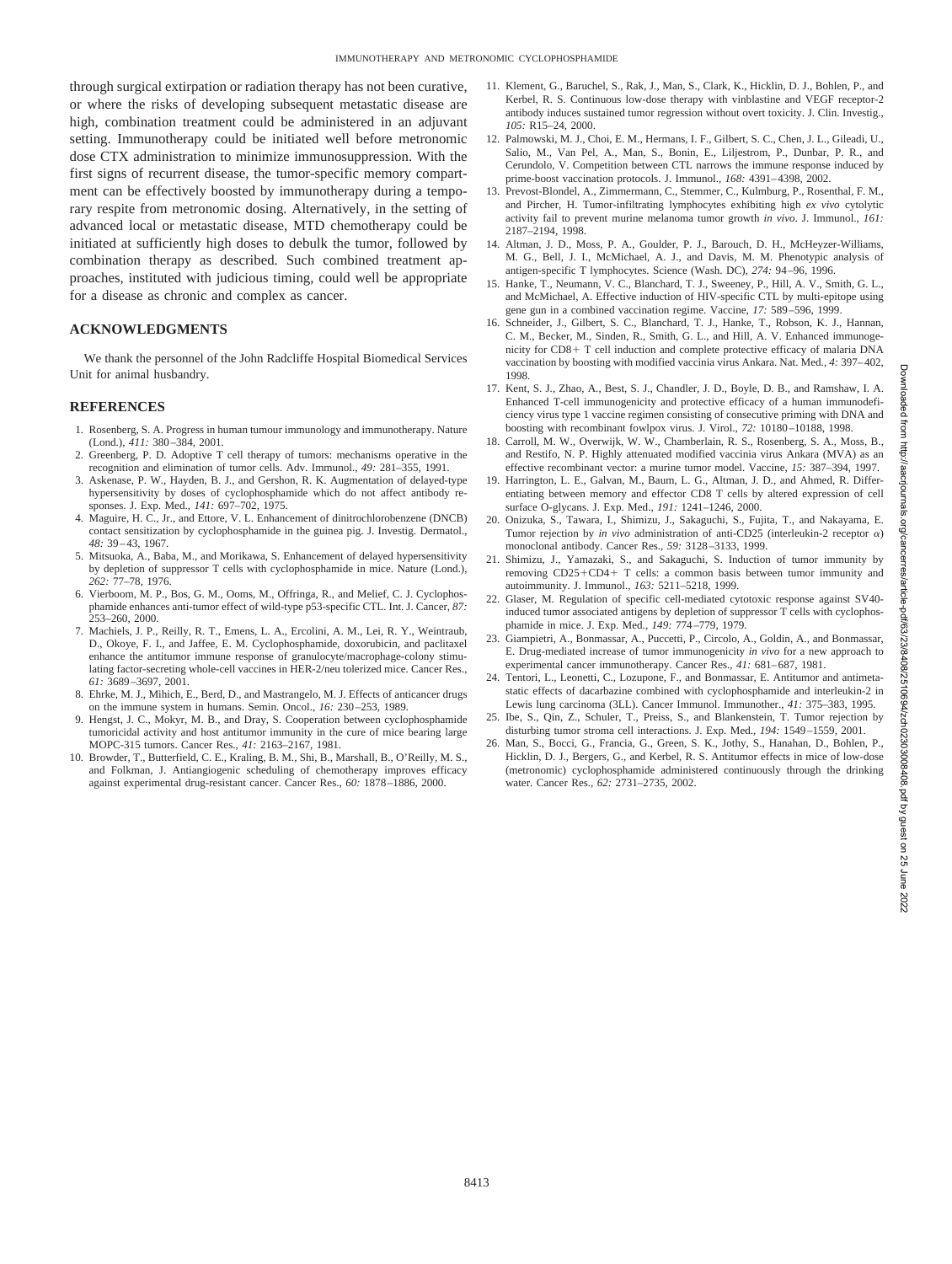through surgical extirpation or radiation therapy has not been curative, or where the risks of developing subsequent metastatic disease are high, combination treatment could be administered in an adjuvant setting. Immunotherapy could be initiated well before metronomic dose CTX administration to minimize immunosuppression. With the first signs of recurrent disease, the tumor-specific memory compartment can be effectively boosted by immunotherapy during a temporary respite from metronomic dosing. Alternatively, in the setting of advanced local or metastatic disease, MTD chemotherapy could be initiated at sufficiently high doses to debulk the tumor, followed by combination therapy as described. Such combined treatment approaches, instituted with judicious timing, could well be appropriate for a disease as chronic and complex as cancer.

## ACKNOWLEDGMENTS

We thank the personnel of the John Radcliffe Hospital Biomedical Services Unit for animal husbandry.

## REFERENCES

1. Rosenberg, S. A. Progress in human tumour immunology and immunotherapy. Nature (Lond.), *411:* 380–384, 2001.
2. Greenberg, P. D. Adoptive T cell therapy of tumors: mechanisms operative in the recognition and elimination of tumor cells. Adv. Immunol., *49:* 281–355, 1991.
3. Askenase, P. W., Hayden, B. J., and Gershon, R. K. Augmentation of delayed-type hypersensitivity by doses of cyclophosphamide which do not affect antibody responses. J. Exp. Med., *141:* 697–702, 1975.
4. Maguire, H. C., Jr., and Ettore, V. L. Enhancement of dinitrochlorobenzene (DNCB) contact sensitization by cyclophosphamide in the guinea pig. J. Investig. Dermatol., *48:* 39–43, 1967.
5. Mitsuoka, A., Baba, M., and Morikawa, S. Enhancement of delayed hypersensitivity by depletion of suppressor T cells with cyclophosphamide in mice. Nature (Lond.), *262:* 77–78, 1976.
6. Vierboom, M. P., Bos, G. M., Ooms, M., Offringa, R., and Melief, C. J. Cyclophosphamide enhances anti-tumor effect of wild-type p53-specific CTL. Int. J. Cancer, *87:* 253–260, 2000.
7. Machiels, J. P., Reilly, R. T., Emens, L. A., Ercolini, A. M., Lei, R. Y., Weintraub, D., Okoye, F. I., and Jaffee, E. M. Cyclophosphamide, doxorubicin, and paclitaxel enhance the antitumor immune response of granulocyte/macrophage-colony stimulating factor-secreting whole-cell vaccines in HER-2/neu tolerized mice. Cancer Res., *61:* 3689–3697, 2001.
8. Ehrke, M. J., Mihich, E., Berd, D., and Mastrangelo, M. J. Effects of anticancer drugs on the immune system in humans. Semin. Oncol., *16:* 230–253, 1989.
9. Hengst, J. C., Mokyr, M. B., and Dray, S. Cooperation between cyclophosphamide tumoricidal activity and host antitumor immunity in the cure of mice bearing large MOPC-315 tumors. Cancer Res., *41:* 2163–2167, 1981.
10. Browder, T., Butterfield, C. E., Kraling, B. M., Shi, B., Marshall, B., O'Reilly, M. S., and Folkman, J. Antiangiogenic scheduling of chemotherapy improves efficacy against experimental drug-resistant cancer. Cancer Res., *60:* 1878–1886, 2000.
11. Klement, G., Baruchel, S., Rak, J., Man, S., Clark, K., Hicklin, D. J., Bohlen, P., and Kerbel, R. S. Continuous low-dose therapy with vinblastine and VEGF receptor-2 antibody induces sustained tumor regression without overt toxicity. J. Clin. Investig., *105:* R15–24, 2000.
12. Palmowski, M. J., Choi, E. M., Hermans, I. F., Gilbert, S. C., Chen, J. L., Gileadi, U., Salio, M., Van Pel, A., Man, S., Bonin, E., Liljestrom, P., Dunbar, P. R., and Cerundolo, V. Competition between CTL narrows the immune response induced by prime-boost vaccination protocols. J. Immunol., *168:* 4391–4398, 2002.
13. Prevost-Blondel, A., Zimmermann, C., Stemmer, C., Kulmburg, P., Rosenthal, F. M., and Pircher, H. Tumor-infiltrating lymphocytes exhibiting high *ex vivo* cytolytic activity fail to prevent murine melanoma tumor growth *in vivo*. J. Immunol., *161:* 2187–2194, 1998.
14. Altman, J. D., Moss, P. A., Goulder, P. J., Barouch, D. H., McHeyzer-Williams, M. G., Bell, J. I., McMichael, A. J., and Davis, M. M. Phenotypic analysis of antigen-specific T lymphocytes. Science (Wash. DC), *274:* 94–96, 1996.
15. Hanke, T., Neumann, V. C., Blanchard, T. J., Sweeney, P., Hill, A. V., Smith, G. L., and McMichael, A. Effective induction of HIV-specific CTL by multi-epitope using gene gun in a combined vaccination regime. Vaccine, *17:* 589–596, 1999.
16. Schneider, J., Gilbert, S. C., Blanchard, T. J., Hanke, T., Robson, K. J., Hannan, C. M., Becker, M., Sinden, R., Smith, G. L., and Hill, A. V. Enhanced immunogenicity for CD8+ T cell induction and complete protective efficacy of malaria DNA vaccination by boosting with modified vaccinia virus Ankara. Nat. Med., *4:* 397–402, 1998.
17. Kent, S. J., Zhao, A., Best, S. J., Chandler, J. D., Boyle, D. B., and Ramshaw, I. A. Enhanced T-cell immunogenicity and protective efficacy of a human immunodeficiency virus type 1 vaccine regimen consisting of consecutive priming with DNA and boosting with recombinant fowlpox virus. J. Virol., *72:* 10180–10188, 1998.
18. Carroll, M. W., Overwijk, W. W., Chamberlain, R. S., Rosenberg, S. A., Moss, B., and Restifo, N. P. Highly attenuated modified vaccinia virus Ankara (MVA) as an effective recombinant vector: a murine tumor model. Vaccine, *15:* 387–394, 1997.
19. Harrington, L. E., Galvan, M., Baum, L. G., Altman, J. D., and Ahmed, R. Differentiating between memory and effector CD8 T cells by altered expression of cell surface O-glycans. J. Exp. Med., *191:* 1241–1246, 2000.
20. Onizuka, S., Tawara, I., Shimizu, J., Sakaguchi, S., Fujita, T., and Nakayama, E. Tumor rejection by *in vivo* administration of anti-CD25 (interleukin-2 receptor $\alpha$) monoclonal antibody. Cancer Res., *59:* 3128–3133, 1999.
21. Shimizu, J., Yamazaki, S., and Sakaguchi, S. Induction of tumor immunity by removing CD25+CD4+ T cells: a common basis between tumor immunity and autoimmunity. J. Immunol., *163:* 5211–5218, 1999.
22. Glaser, M. Regulation of specific cell-mediated cytotoxic response against SV40-induced tumor associated antigens by depletion of suppressor T cells with cyclophosphamide in mice. J. Exp. Med., *149:* 774–779, 1979.
23. Giampietri, A., Bonmassar, A., Puccetti, P., Circolo, A., Goldin, A., and Bonmassar, E. Drug-mediated increase of tumor immunogenicity *in vivo* for a new approach to experimental cancer immunotherapy. Cancer Res., *41:* 681–687, 1981.
24. Tentori, L., Leonetti, C., Lozupone, F., and Bonmassar, E. Antitumor and antimetastatic effects of dacarbazine combined with cyclophosphamide and interleukin-2 in Lewis lung carcinoma (3LL). Cancer Immunol. Immunother., *41:* 375–383, 1995.
25. Ibe, S., Qin, Z., Schuler, T., Preiss, S., and Blankenstein, T. Tumor rejection by disturbing tumor stroma cell interactions. J. Exp. Med., *194:* 1549–1559, 2001.
26. Man, S., Bocci, G., Francia, G., Green, S. K., Jothy, S., Hanahan, D., Bohlen, P., Hicklin, D. J., Bergers, G., and Kerbel, R. S. Antitumor effects in mice of low-dose (metronomic) cyclophosphamide administered continuously through the drinking water. Cancer Res., *62:* 2731–2735, 2002.